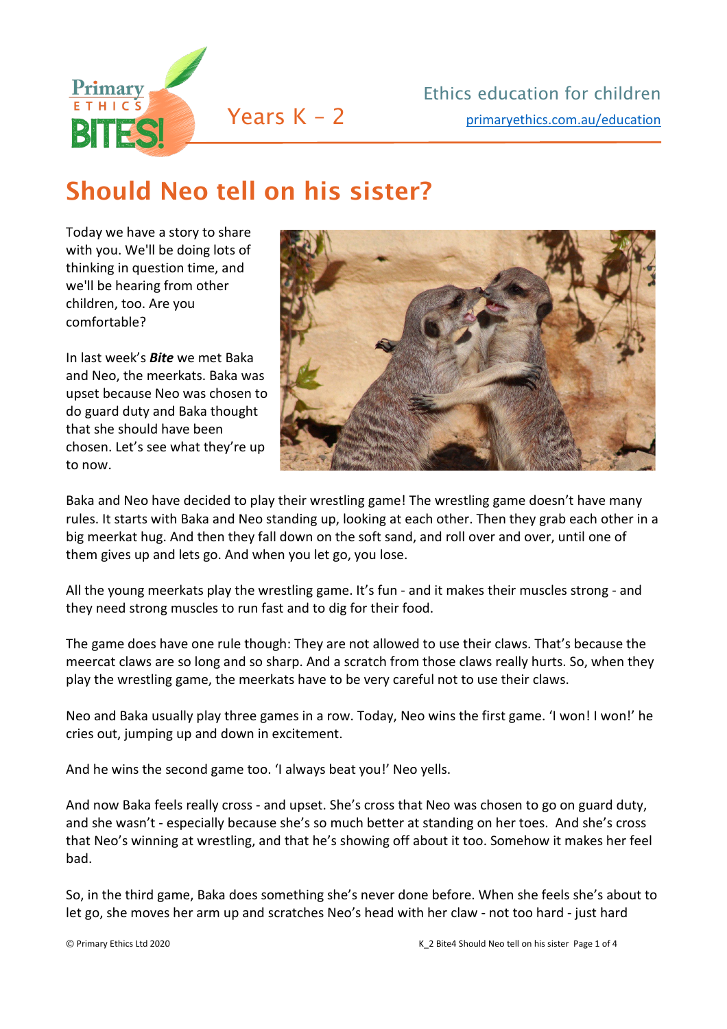# Should Neo tell on his sister?

Today we have a story to share with you. We'll be doing lots of thinking in question time, and we'll be hearing from other children, too. Are you comfortable?

In last week's ***Bite*** we met Baka and Neo, the meerkats. Baka was upset because Neo was chosen to do guard duty and Baka thought that she should have been chosen. Let's see what they're up to now.

Baka and Neo have decided to play their wrestling game! The wrestling game doesn't have many rules. It starts with Baka and Neo standing up, looking at each other. Then they grab each other in a big meerkat hug. And then they fall down on the soft sand, and roll over and over, until one of them gives up and lets go. And when you let go, you lose.

All the young meerkats play the wrestling game. It's fun - and it makes their muscles strong - and they need strong muscles to run fast and to dig for their food.

The game does have one rule though: They are not allowed to use their claws. That's because the meercat claws are so long and so sharp. And a scratch from those claws really hurts. So, when they play the wrestling game, the meerkats have to be very careful not to use their claws.

Neo and Baka usually play three games in a row. Today, Neo wins the first game. 'I won! I won!' he cries out, jumping up and down in excitement.

And he wins the second game too. 'I always beat you!' Neo yells.

And now Baka feels really cross - and upset. She's cross that Neo was chosen to go on guard duty, and she wasn't - especially because she's so much better at standing on her toes. And she's cross that Neo's winning at wrestling, and that he's showing off about it too. Somehow it makes her feel bad.

So, in the third game, Baka does something she's never done before. When she feels she's about to let go, she moves her arm up and scratches Neo's head with her claw - not too hard - just hard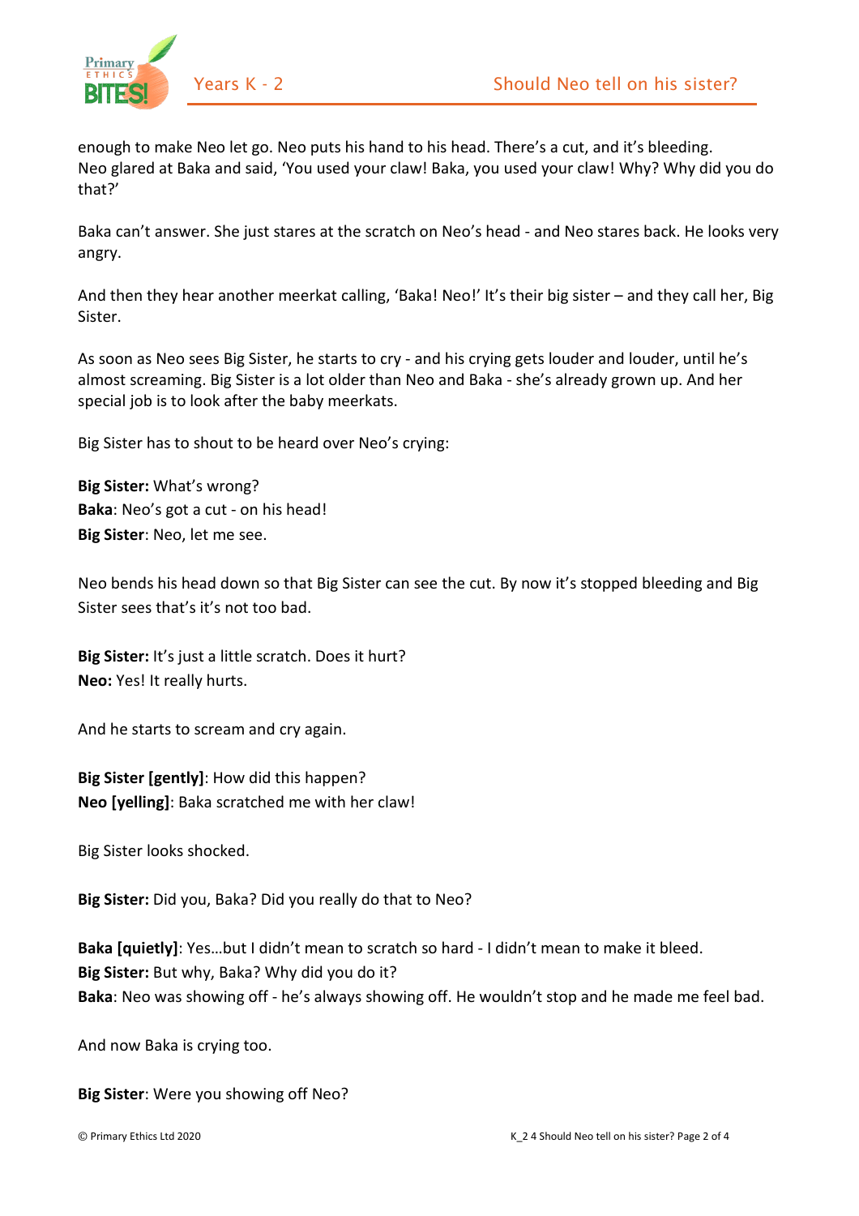enough to make Neo let go. Neo puts his hand to his head. There's a cut, and it's bleeding. Neo glared at Baka and said, 'You used your claw! Baka, you used your claw! Why? Why did you do that?'

Baka can't answer. She just stares at the scratch on Neo's head - and Neo stares back. He looks very angry.

And then they hear another meerkat calling, 'Baka! Neo!' It's their big sister – and they call her, Big Sister.

As soon as Neo sees Big Sister, he starts to cry - and his crying gets louder and louder, until he's almost screaming. Big Sister is a lot older than Neo and Baka - she's already grown up. And her special job is to look after the baby meerkats.

Big Sister has to shout to be heard over Neo's crying:

**Big Sister:** What's wrong?
**Baka**: Neo's got a cut - on his head!
**Big Sister**: Neo, let me see.

Neo bends his head down so that Big Sister can see the cut. By now it's stopped bleeding and Big Sister sees that's it's not too bad.

**Big Sister:** It's just a little scratch. Does it hurt?
**Neo:** Yes! It really hurts.

And he starts to scream and cry again.

**Big Sister [gently]**: How did this happen?
**Neo [yelling]**: Baka scratched me with her claw!

Big Sister looks shocked.

**Big Sister:** Did you, Baka? Did you really do that to Neo?

**Baka [quietly]**: Yes…but I didn't mean to scratch so hard - I didn't mean to make it bleed.
**Big Sister:** But why, Baka? Why did you do it?
**Baka**: Neo was showing off - he's always showing off. He wouldn't stop and he made me feel bad.

And now Baka is crying too.

**Big Sister**: Were you showing off Neo?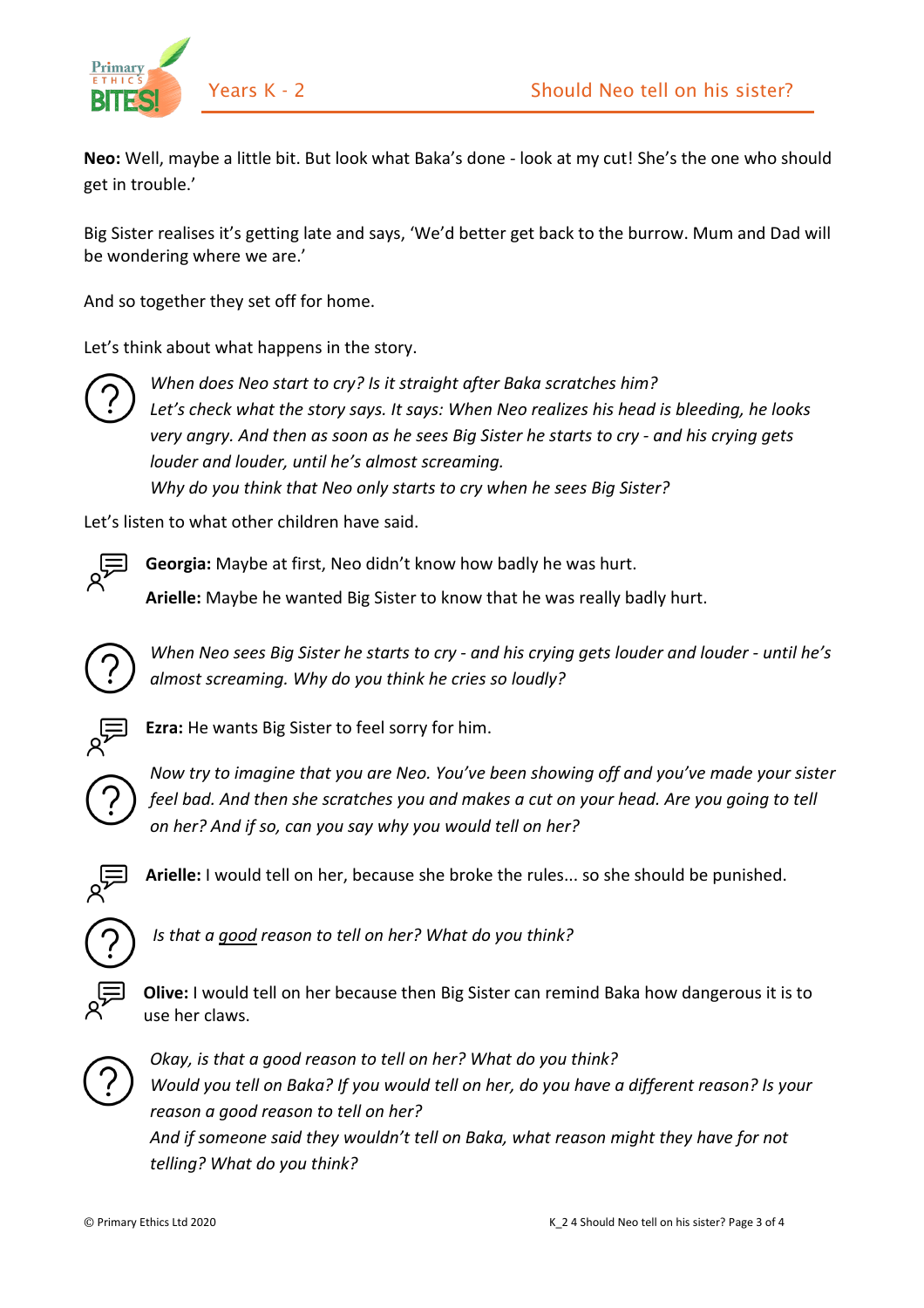**Neo:** Well, maybe a little bit. But look what Baka's done - look at my cut! She's the one who should get in trouble.'

Big Sister realises it's getting late and says, 'We'd better get back to the burrow. Mum and Dad will be wondering where we are.'

And so together they set off for home.

Let's think about what happens in the story.

*When does Neo start to cry? Is it straight after Baka scratches him?*
*Let's check what the story says. It says: When Neo realizes his head is bleeding, he looks very angry. And then as soon as he sees Big Sister he starts to cry - and his crying gets louder and louder, until he's almost screaming.*
*Why do you think that Neo only starts to cry when he sees Big Sister?*

Let's listen to what other children have said.

**Georgia:** Maybe at first, Neo didn't know how badly he was hurt.

**Arielle:** Maybe he wanted Big Sister to know that he was really badly hurt.

*When Neo sees Big Sister he starts to cry - and his crying gets louder and louder - until he's almost screaming. Why do you think he cries so loudly?*

**Ezra:** He wants Big Sister to feel sorry for him.

*Now try to imagine that you are Neo. You've been showing off and you've made your sister feel bad. And then she scratches you and makes a cut on your head. Are you going to tell on her? And if so, can you say why you would tell on her?*

**Arielle:** I would tell on her, because she broke the rules... so she should be punished.

*Is that a <u>good</u> reason to tell on her? What do you think?*

**Olive:** I would tell on her because then Big Sister can remind Baka how dangerous it is to use her claws.

*Okay, is that a good reason to tell on her? What do you think?*
*Would you tell on Baka? If you would tell on her, do you have a different reason? Is your reason a good reason to tell on her?*
*And if someone said they wouldn't tell on Baka, what reason might they have for not telling? What do you think?*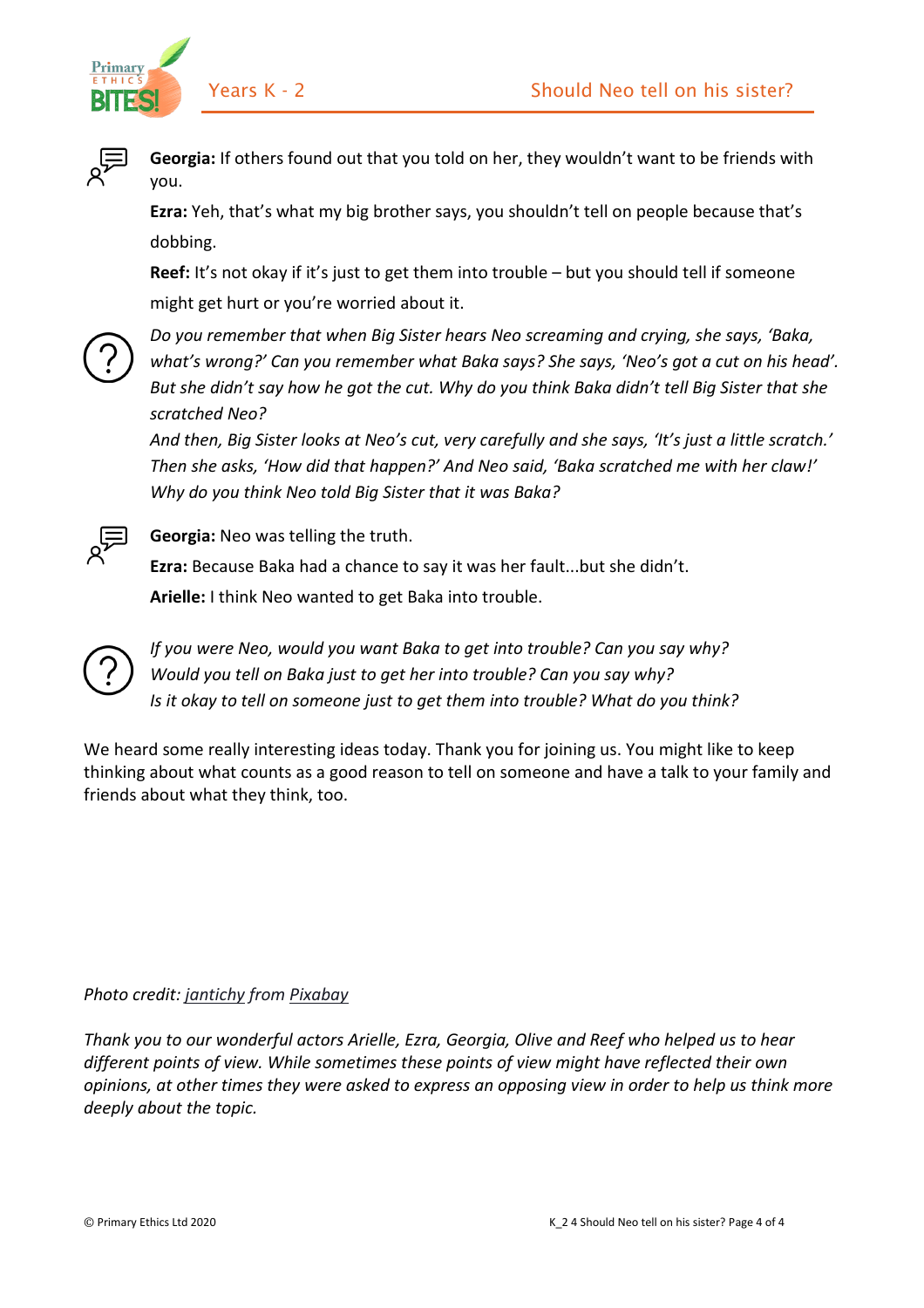**Georgia:** If others found out that you told on her, they wouldn't want to be friends with you.

**Ezra:** Yeh, that's what my big brother says, you shouldn't tell on people because that's dobbing.

**Reef:** It's not okay if it's just to get them into trouble – but you should tell if someone might get hurt or you're worried about it.

*Do you remember that when Big Sister hears Neo screaming and crying, she says, 'Baka, what's wrong?' Can you remember what Baka says? She says, 'Neo's got a cut on his head'. But she didn't say how he got the cut. Why do you think Baka didn't tell Big Sister that she scratched Neo?*

*And then, Big Sister looks at Neo's cut, very carefully and she says, 'It's just a little scratch.' Then she asks, 'How did that happen?' And Neo said, 'Baka scratched me with her claw!' Why do you think Neo told Big Sister that it was Baka?*

**Georgia:** Neo was telling the truth.

**Ezra:** Because Baka had a chance to say it was her fault...but she didn't.

**Arielle:** I think Neo wanted to get Baka into trouble.

*If you were Neo, would you want Baka to get into trouble? Can you say why?*
*Would you tell on Baka just to get her into trouble? Can you say why?*
*Is it okay to tell on someone just to get them into trouble? What do you think?*

We heard some really interesting ideas today. Thank you for joining us. You might like to keep thinking about what counts as a good reason to tell on someone and have a talk to your family and friends about what they think, too.

*Photo credit: jantichy from Pixabay*

*Thank you to our wonderful actors Arielle, Ezra, Georgia, Olive and Reef who helped us to hear different points of view. While sometimes these points of view might have reflected their own opinions, at other times they were asked to express an opposing view in order to help us think more deeply about the topic.*